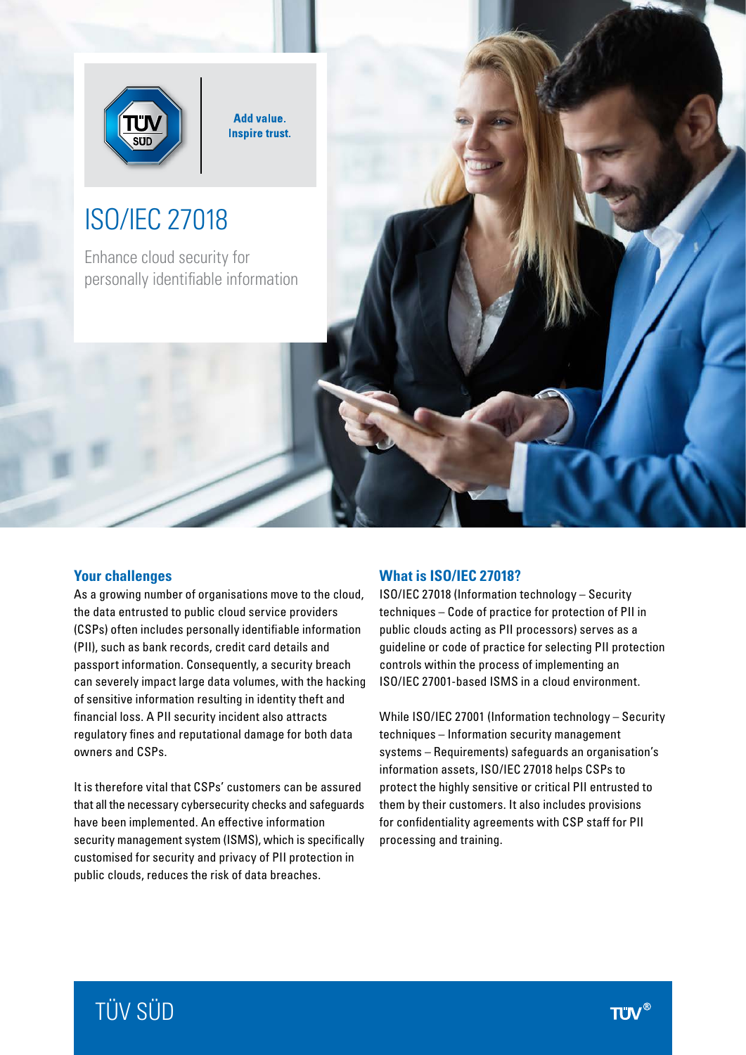Add value.
Inspire trust.

# ISO/IEC 27018

Enhance cloud security for personally identifiable information

## Your challenges

As a growing number of organisations move to the cloud, the data entrusted to public cloud service providers (CSPs) often includes personally identifiable information (PII), such as bank records, credit card details and passport information. Consequently, a security breach can severely impact large data volumes, with the hacking of sensitive information resulting in identity theft and financial loss. A PII security incident also attracts regulatory fines and reputational damage for both data owners and CSPs.

It is therefore vital that CSPs' customers can be assured that all the necessary cybersecurity checks and safeguards have been implemented. An effective information security management system (ISMS), which is specifically customised for security and privacy of PII protection in public clouds, reduces the risk of data breaches.

## What is ISO/IEC 27018?

ISO/IEC 27018 (Information technology – Security techniques – Code of practice for protection of PII in public clouds acting as PII processors) serves as a guideline or code of practice for selecting PII protection controls within the process of implementing an ISO/IEC 27001-based ISMS in a cloud environment.

While ISO/IEC 27001 (Information technology – Security techniques – Information security management systems – Requirements) safeguards an organisation's information assets, ISO/IEC 27018 helps CSPs to protect the highly sensitive or critical PII entrusted to them by their customers. It also includes provisions for confidentiality agreements with CSP staff for PII processing and training.

TÜV SÜD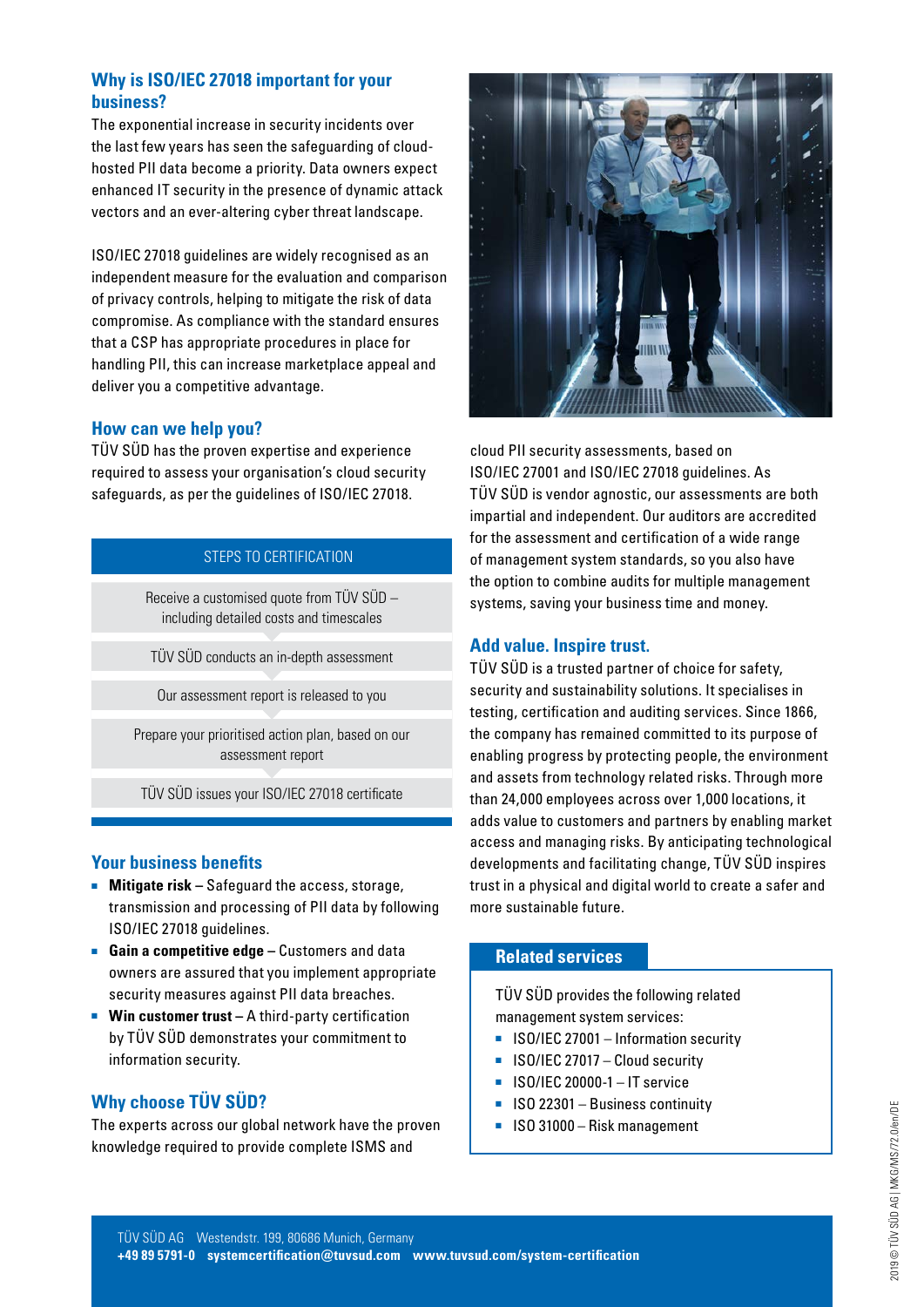## Why is ISO/IEC 27018 important for your business?

The exponential increase in security incidents over the last few years has seen the safeguarding of cloud-hosted PII data become a priority. Data owners expect enhanced IT security in the presence of dynamic attack vectors and an ever-altering cyber threat landscape.

ISO/IEC 27018 guidelines are widely recognised as an independent measure for the evaluation and comparison of privacy controls, helping to mitigate the risk of data compromise. As compliance with the standard ensures that a CSP has appropriate procedures in place for handling PII, this can increase marketplace appeal and deliver you a competitive advantage.

## How can we help you?

TÜV SÜD has the proven expertise and experience required to assess your organisation's cloud security safeguards, as per the guidelines of ISO/IEC 27018.

| STEPS TO CERTIFICATION |
|---|
| Receive a customised quote from TÜV SÜD – including detailed costs and timescales |
| TÜV SÜD conducts an in-depth assessment |
| Our assessment report is released to you |
| Prepare your prioritised action plan, based on our assessment report |
| TÜV SÜD issues your ISO/IEC 27018 certificate |

## Your business benefits

- **Mitigate risk** – Safeguard the access, storage, transmission and processing of PII data by following ISO/IEC 27018 guidelines.
- **Gain a competitive edge** – Customers and data owners are assured that you implement appropriate security measures against PII data breaches.
- **Win customer trust** – A third-party certification by TÜV SÜD demonstrates your commitment to information security.

## Why choose TÜV SÜD?

The experts across our global network have the proven knowledge required to provide complete ISMS and cloud PII security assessments, based on ISO/IEC 27001 and ISO/IEC 27018 guidelines. As TÜV SÜD is vendor agnostic, our assessments are both impartial and independent. Our auditors are accredited for the assessment and certification of a wide range of management system standards, so you also have the option to combine audits for multiple management systems, saving your business time and money.

## Add value. Inspire trust.

TÜV SÜD is a trusted partner of choice for safety, security and sustainability solutions. It specialises in testing, certification and auditing services. Since 1866, the company has remained committed to its purpose of enabling progress by protecting people, the environment and assets from technology related risks. Through more than 24,000 employees across over 1,000 locations, it adds value to customers and partners by enabling market access and managing risks. By anticipating technological developments and facilitating change, TÜV SÜD inspires trust in a physical and digital world to create a safer and more sustainable future.

### Related services

TÜV SÜD provides the following related management system services:

- ISO/IEC 27001 – Information security
- ISO/IEC 27017 – Cloud security
- ISO/IEC 20000-1 – IT service
- ISO 22301 – Business continuity
- ISO 31000 – Risk management

TÜV SÜD AG Westendstr. 199, 80686 Munich, Germany
**+49 89 5791-0 systemcertification@tuvsud.com www.tuvsud.com/system-certification**

2019 © TÜV SÜD AG | MKG/MS/72.0/en/DE